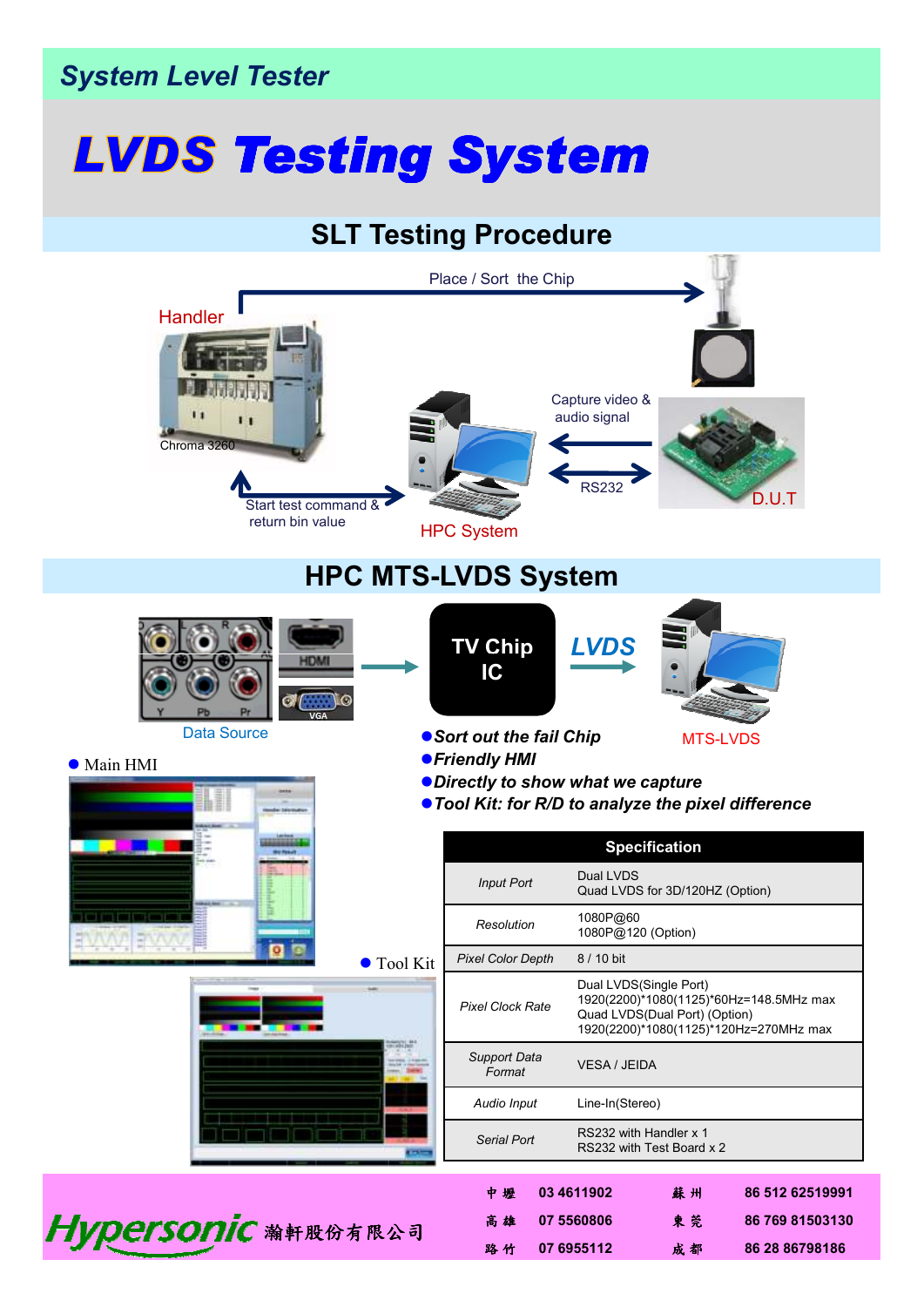## System Level Tester

# LVDS Testing System

## SLT Testing Procedure

Place / Sort the Chip

Handler

Chroma 3260

Capture video & audio signal

RS232

D.U.T

Start test command & return bin value

HPC System

## HPC MTS-LVDS System

Data Source

TV Chip IC

LVDS

MTS-LVDS

- *Sort out the fail Chip*
- *Friendly HMI*
- *Directly to show what we capture*
- *Tool Kit: for R/D to analyze the pixel difference*

- Main HMI
- Tool Kit

| Specification | |
|---|---|
| *Input Port* | Dual LVDS<br>Quad LVDS for 3D/120HZ (Option) |
| *Resolution* | 1080P@60<br>1080P@120 (Option) |
| *Pixel Color Depth* | 8 / 10 bit |
| *Pixel Clock Rate* | Dual LVDS(Single Port)<br>1920(2200)*1080(1125)*60Hz=148.5MHz max<br>Quad LVDS(Dual Port) (Option)<br>1920(2200)*1080(1125)*120Hz=270MHz max |
| *Support Data Format* | VESA / JEIDA |
| *Audio Input* | Line-In(Stereo) |
| *Serial Port* | RS232 with Handler x 1<br>RS232 with Test Board x 2 |

Hypersonic 瀚軒股份有限公司

| | | | |
|---|---|---|---|
| 中 壢 | 03 4611902 | 蘇 州 | 86 512 62519991 |
| 高 雄 | 07 5560806 | 東 莞 | 86 769 81503130 |
| 路 竹 | 07 6955112 | 成 都 | 86 28 86798186 |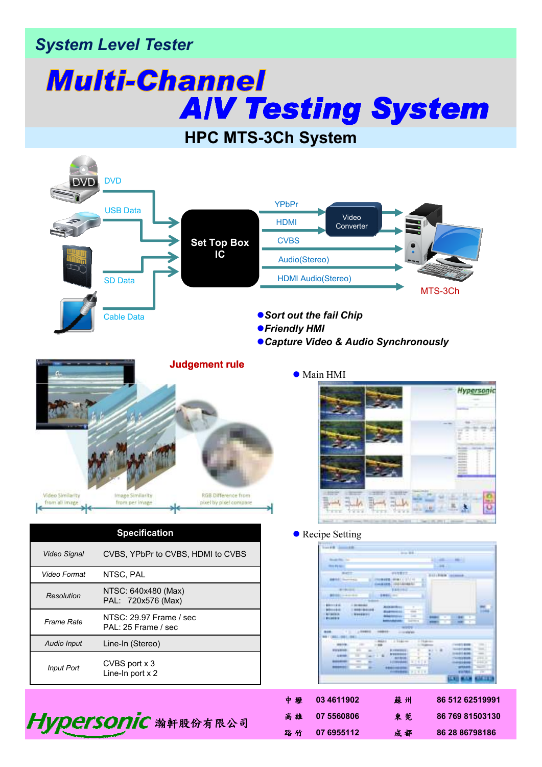## System Level Tester

# Multi-Channel A/V Testing System

## HPC MTS-3Ch System

DVD

USB Data

SD Data

Cable Data

Set Top Box IC

YPbPr

HDMI

CVBS

Audio(Stereo)

HDMI Audio(Stereo)

Video Converter

MTS-3Ch

- ***Sort out the fail Chip***
- ***Friendly HMI***
- ***Capture Video & Audio Synchronously***

**Judgement rule**

Video Similarity from all image

Image Similarity from per image

RGB Difference from pixel by pixel compare

- Main HMI
- Recipe Setting

| Specification | |
|---|---|
| *Video Signal* | CVBS, YPbPr to CVBS, HDMI to CVBS |
| *Video Format* | NTSC, PAL |
| *Resolution* | NTSC: 640x480 (Max)<br>PAL: 720x576 (Max) |
| *Frame Rate* | NTSC: 29.97 Frame / sec<br>PAL: 25 Frame / sec |
| *Audio Input* | Line-In (Stereo) |
| *Input Port* | CVBS port x 3<br>Line-In port x 2 |

Hypersonic 瀚軒股份有限公司

| | | | |
|---|---|---|---|
| 中 壢 | 03 4611902 | 蘇 州 | 86 512 62519991 |
| 高 雄 | 07 5560806 | 東 莞 | 86 769 81503130 |
| 路 竹 | 07 6955112 | 成 都 | 86 28 86798186 |